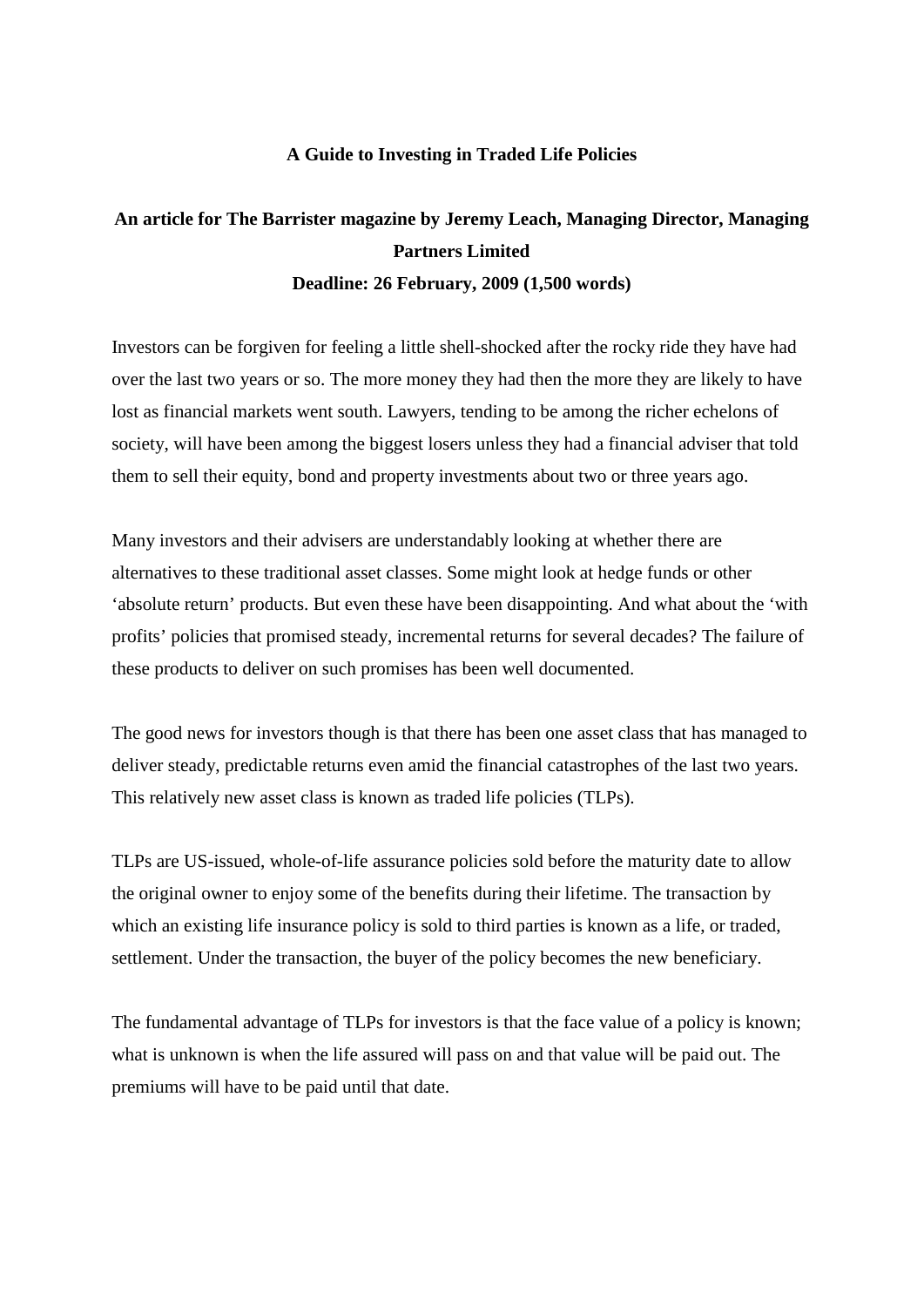**A Guide to Investing in Traded Life Policies**

**An article for The Barrister magazine by Jeremy Leach, Managing Director, Managing Partners Limited**

**Deadline: 26 February, 2009 (1,500 words)**

Investors can be forgiven for feeling a little shell-shocked after the rocky ride they have had over the last two years or so. The more money they had then the more they are likely to have lost as financial markets went south. Lawyers, tending to be among the richer echelons of society, will have been among the biggest losers unless they had a financial adviser that told them to sell their equity, bond and property investments about two or three years ago.

Many investors and their advisers are understandably looking at whether there are alternatives to these traditional asset classes. Some might look at hedge funds or other 'absolute return' products. But even these have been disappointing. And what about the 'with profits' policies that promised steady, incremental returns for several decades? The failure of these products to deliver on such promises has been well documented.

The good news for investors though is that there has been one asset class that has managed to deliver steady, predictable returns even amid the financial catastrophes of the last two years. This relatively new asset class is known as traded life policies (TLPs).

TLPs are US-issued, whole-of-life assurance policies sold before the maturity date to allow the original owner to enjoy some of the benefits during their lifetime. The transaction by which an existing life insurance policy is sold to third parties is known as a life, or traded, settlement. Under the transaction, the buyer of the policy becomes the new beneficiary.

The fundamental advantage of TLPs for investors is that the face value of a policy is known; what is unknown is when the life assured will pass on and that value will be paid out. The premiums will have to be paid until that date.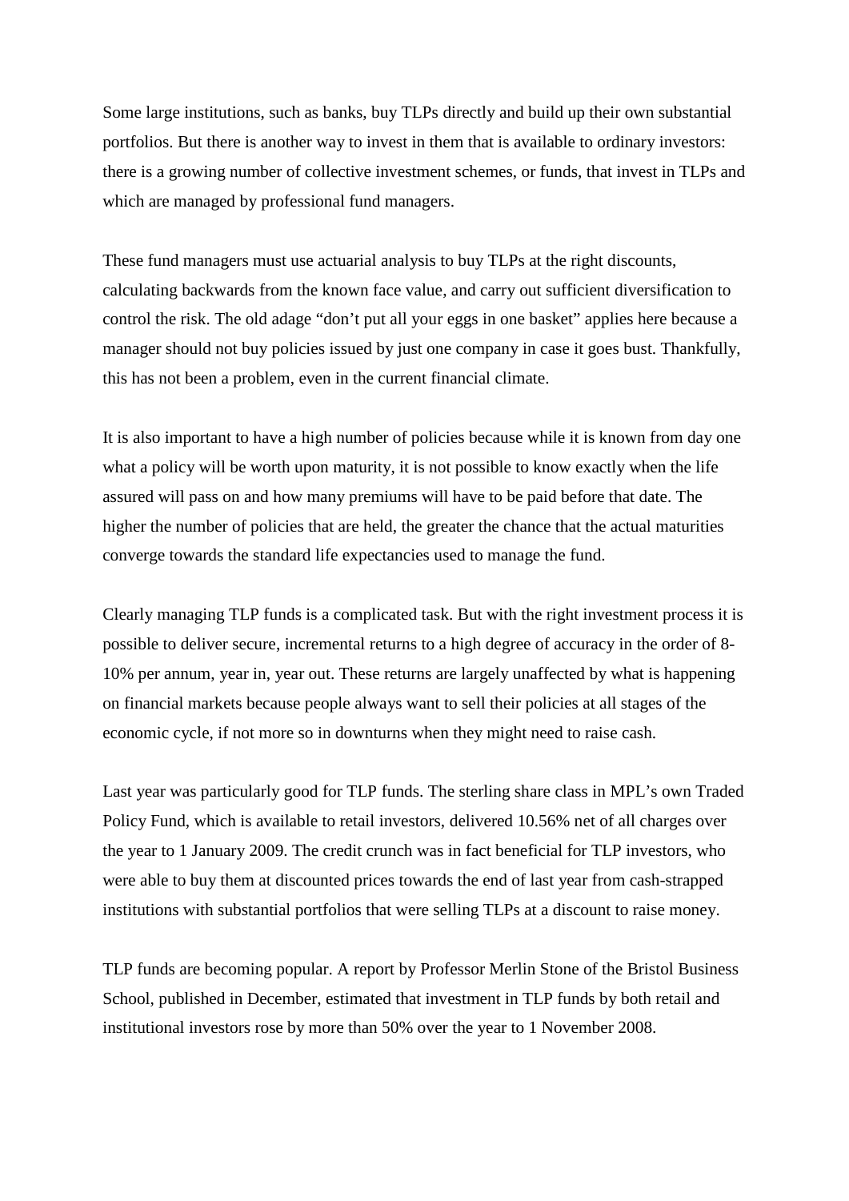Some large institutions, such as banks, buy TLPs directly and build up their own substantial portfolios. But there is another way to invest in them that is available to ordinary investors: there is a growing number of collective investment schemes, or funds, that invest in TLPs and which are managed by professional fund managers.

These fund managers must use actuarial analysis to buy TLPs at the right discounts, calculating backwards from the known face value, and carry out sufficient diversification to control the risk. The old adage “don’t put all your eggs in one basket” applies here because a manager should not buy policies issued by just one company in case it goes bust. Thankfully, this has not been a problem, even in the current financial climate.

It is also important to have a high number of policies because while it is known from day one what a policy will be worth upon maturity, it is not possible to know exactly when the life assured will pass on and how many premiums will have to be paid before that date. The higher the number of policies that are held, the greater the chance that the actual maturities converge towards the standard life expectancies used to manage the fund.

Clearly managing TLP funds is a complicated task. But with the right investment process it is possible to deliver secure, incremental returns to a high degree of accuracy in the order of 8-10% per annum, year in, year out. These returns are largely unaffected by what is happening on financial markets because people always want to sell their policies at all stages of the economic cycle, if not more so in downturns when they might need to raise cash.

Last year was particularly good for TLP funds. The sterling share class in MPL’s own Traded Policy Fund, which is available to retail investors, delivered 10.56% net of all charges over the year to 1 January 2009. The credit crunch was in fact beneficial for TLP investors, who were able to buy them at discounted prices towards the end of last year from cash-strapped institutions with substantial portfolios that were selling TLPs at a discount to raise money.

TLP funds are becoming popular. A report by Professor Merlin Stone of the Bristol Business School, published in December, estimated that investment in TLP funds by both retail and institutional investors rose by more than 50% over the year to 1 November 2008.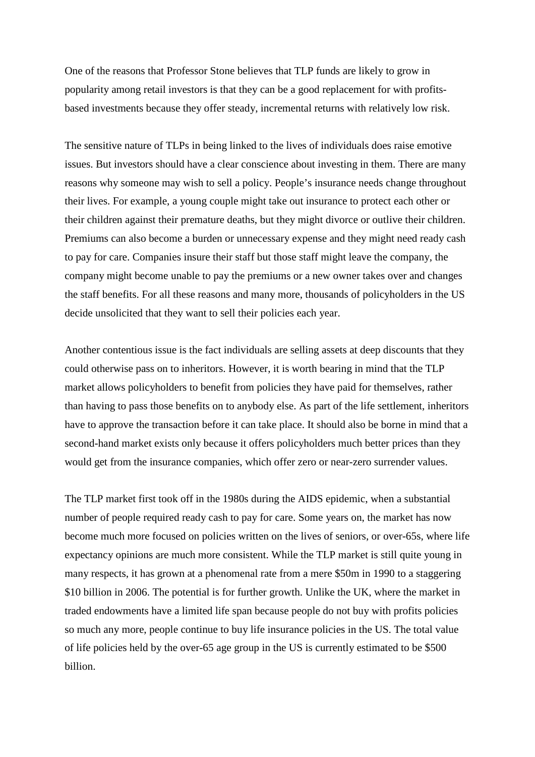One of the reasons that Professor Stone believes that TLP funds are likely to grow in popularity among retail investors is that they can be a good replacement for with profits-based investments because they offer steady, incremental returns with relatively low risk.

The sensitive nature of TLPs in being linked to the lives of individuals does raise emotive issues. But investors should have a clear conscience about investing in them. There are many reasons why someone may wish to sell a policy. People's insurance needs change throughout their lives. For example, a young couple might take out insurance to protect each other or their children against their premature deaths, but they might divorce or outlive their children. Premiums can also become a burden or unnecessary expense and they might need ready cash to pay for care. Companies insure their staff but those staff might leave the company, the company might become unable to pay the premiums or a new owner takes over and changes the staff benefits. For all these reasons and many more, thousands of policyholders in the US decide unsolicited that they want to sell their policies each year.

Another contentious issue is the fact individuals are selling assets at deep discounts that they could otherwise pass on to inheritors. However, it is worth bearing in mind that the TLP market allows policyholders to benefit from policies they have paid for themselves, rather than having to pass those benefits on to anybody else. As part of the life settlement, inheritors have to approve the transaction before it can take place. It should also be borne in mind that a second-hand market exists only because it offers policyholders much better prices than they would get from the insurance companies, which offer zero or near-zero surrender values.

The TLP market first took off in the 1980s during the AIDS epidemic, when a substantial number of people required ready cash to pay for care. Some years on, the market has now become much more focused on policies written on the lives of seniors, or over-65s, where life expectancy opinions are much more consistent. While the TLP market is still quite young in many respects, it has grown at a phenomenal rate from a mere $50m in 1990 to a staggering $10 billion in 2006. The potential is for further growth. Unlike the UK, where the market in traded endowments have a limited life span because people do not buy with profits policies so much any more, people continue to buy life insurance policies in the US. The total value of life policies held by the over-65 age group in the US is currently estimated to be $500 billion.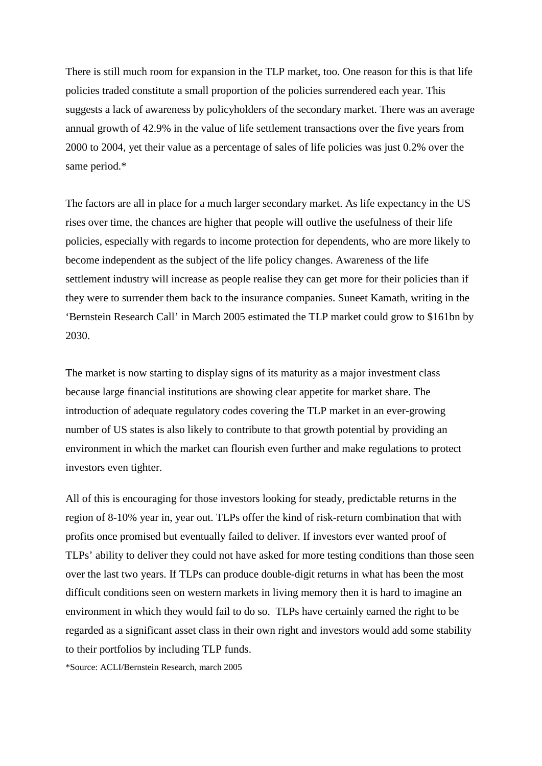There is still much room for expansion in the TLP market, too. One reason for this is that life policies traded constitute a small proportion of the policies surrendered each year. This suggests a lack of awareness by policyholders of the secondary market. There was an average annual growth of 42.9% in the value of life settlement transactions over the five years from 2000 to 2004, yet their value as a percentage of sales of life policies was just 0.2% over the same period.*

The factors are all in place for a much larger secondary market. As life expectancy in the US rises over time, the chances are higher that people will outlive the usefulness of their life policies, especially with regards to income protection for dependents, who are more likely to become independent as the subject of the life policy changes. Awareness of the life settlement industry will increase as people realise they can get more for their policies than if they were to surrender them back to the insurance companies. Suneet Kamath, writing in the 'Bernstein Research Call' in March 2005 estimated the TLP market could grow to $161bn by 2030.

The market is now starting to display signs of its maturity as a major investment class because large financial institutions are showing clear appetite for market share. The introduction of adequate regulatory codes covering the TLP market in an ever-growing number of US states is also likely to contribute to that growth potential by providing an environment in which the market can flourish even further and make regulations to protect investors even tighter.

All of this is encouraging for those investors looking for steady, predictable returns in the region of 8-10% year in, year out. TLPs offer the kind of risk-return combination that with profits once promised but eventually failed to deliver. If investors ever wanted proof of TLPs' ability to deliver they could not have asked for more testing conditions than those seen over the last two years. If TLPs can produce double-digit returns in what has been the most difficult conditions seen on western markets in living memory then it is hard to imagine an environment in which they would fail to do so. TLPs have certainly earned the right to be regarded as a significant asset class in their own right and investors would add some stability to their portfolios by including TLP funds.

*Source: ACLI/Bernstein Research, march 2005